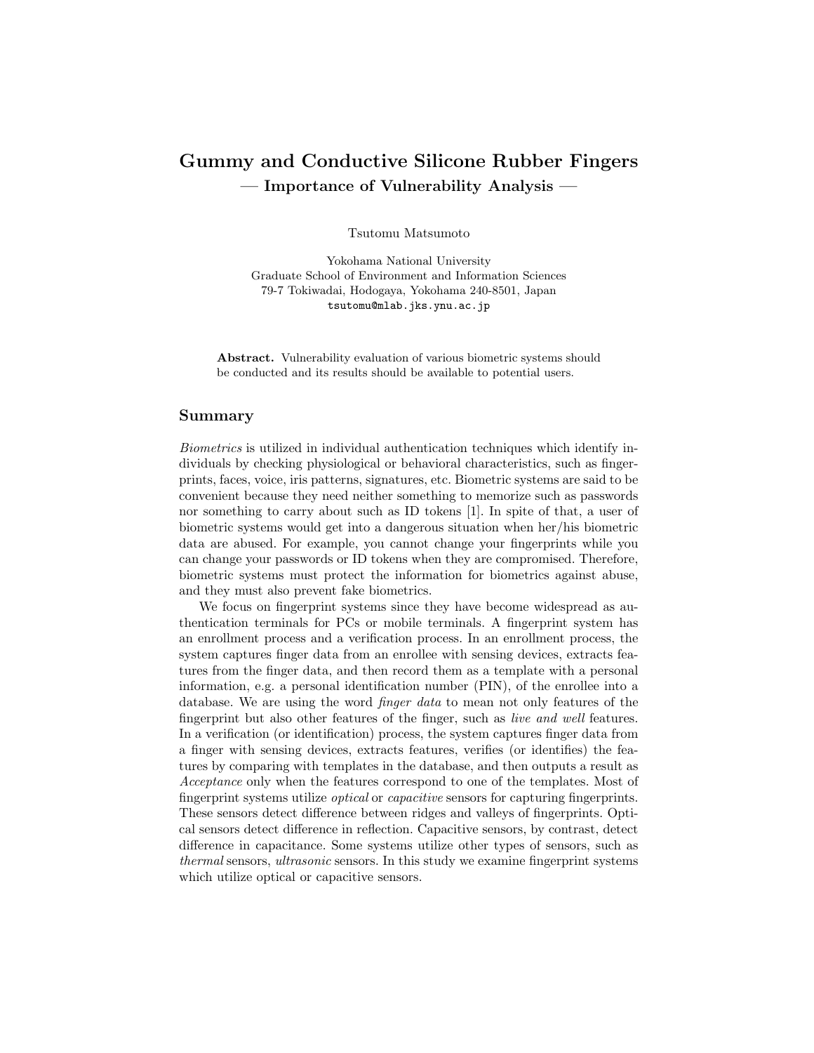# Gummy and Conductive Silicone Rubber Fingers

## — Importance of Vulnerability Analysis —

Tsutomu Matsumoto

Yokohama National University
Graduate School of Environment and Information Sciences
79-7 Tokiwadai, Hodogaya, Yokohama 240-8501, Japan
tsutomu@mlab.jks.ynu.ac.jp

**Abstract.** Vulnerability evaluation of various biometric systems should be conducted and its results should be available to potential users.

## Summary

*Biometrics* is utilized in individual authentication techniques which identify individuals by checking physiological or behavioral characteristics, such as fingerprints, faces, voice, iris patterns, signatures, etc. Biometric systems are said to be convenient because they need neither something to memorize such as passwords nor something to carry about such as ID tokens [1]. In spite of that, a user of biometric systems would get into a dangerous situation when her/his biometric data are abused. For example, you cannot change your fingerprints while you can change your passwords or ID tokens when they are compromised. Therefore, biometric systems must protect the information for biometrics against abuse, and they must also prevent fake biometrics.

We focus on fingerprint systems since they have become widespread as authentication terminals for PCs or mobile terminals. A fingerprint system has an enrollment process and a verification process. In an enrollment process, the system captures finger data from an enrollee with sensing devices, extracts features from the finger data, and then record them as a template with a personal information, e.g. a personal identification number (PIN), of the enrollee into a database. We are using the word *finger data* to mean not only features of the fingerprint but also other features of the finger, such as *live and well* features. In a verification (or identification) process, the system captures finger data from a finger with sensing devices, extracts features, verifies (or identifies) the features by comparing with templates in the database, and then outputs a result as *Acceptance* only when the features correspond to one of the templates. Most of fingerprint systems utilize *optical* or *capacitive* sensors for capturing fingerprints. These sensors detect difference between ridges and valleys of fingerprints. Optical sensors detect difference in reflection. Capacitive sensors, by contrast, detect difference in capacitance. Some systems utilize other types of sensors, such as *thermal* sensors, *ultrasonic* sensors. In this study we examine fingerprint systems which utilize optical or capacitive sensors.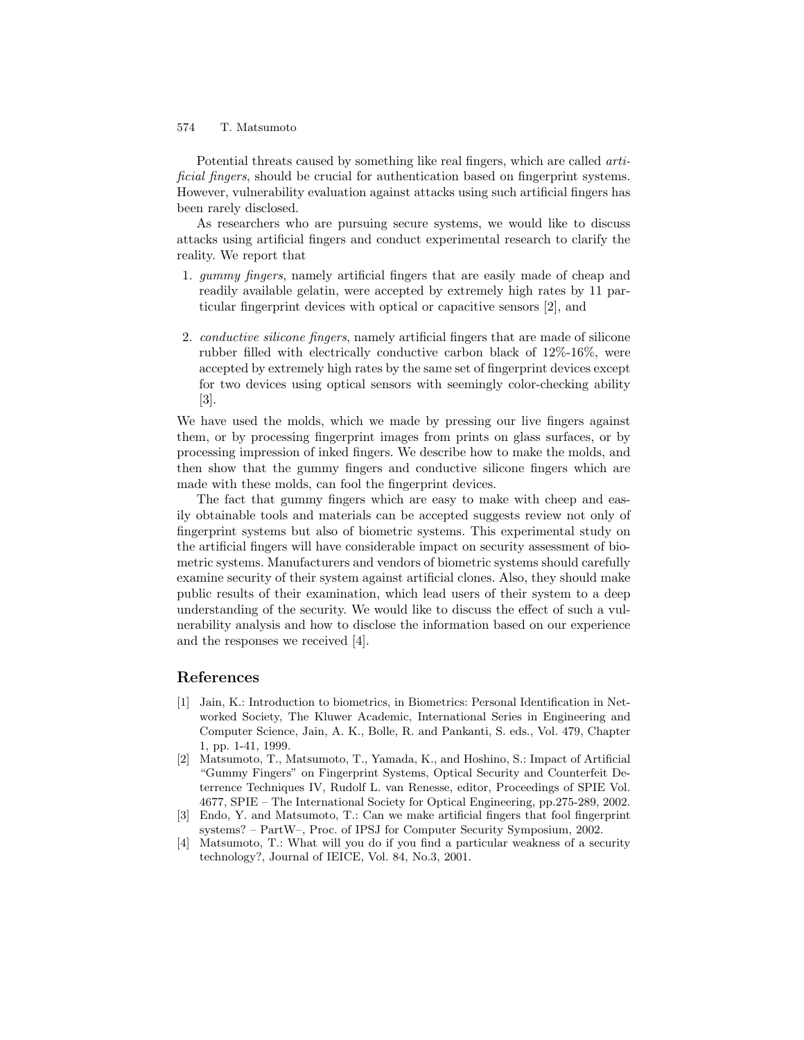Potential threats caused by something like real fingers, which are called *artificial fingers*, should be crucial for authentication based on fingerprint systems. However, vulnerability evaluation against attacks using such artificial fingers has been rarely disclosed.

As researchers who are pursuing secure systems, we would like to discuss attacks using artificial fingers and conduct experimental research to clarify the reality. We report that

1. *gummy fingers*, namely artificial fingers that are easily made of cheap and readily available gelatin, were accepted by extremely high rates by 11 particular fingerprint devices with optical or capacitive sensors [2], and
2. *conductive silicone fingers*, namely artificial fingers that are made of silicone rubber filled with electrically conductive carbon black of 12%-16%, were accepted by extremely high rates by the same set of fingerprint devices except for two devices using optical sensors with seemingly color-checking ability [3].

We have used the molds, which we made by pressing our live fingers against them, or by processing fingerprint images from prints on glass surfaces, or by processing impression of inked fingers. We describe how to make the molds, and then show that the gummy fingers and conductive silicone fingers which are made with these molds, can fool the fingerprint devices.

The fact that gummy fingers which are easy to make with cheep and easily obtainable tools and materials can be accepted suggests review not only of fingerprint systems but also of biometric systems. This experimental study on the artificial fingers will have considerable impact on security assessment of biometric systems. Manufacturers and vendors of biometric systems should carefully examine security of their system against artificial clones. Also, they should make public results of their examination, which lead users of their system to a deep understanding of the security. We would like to discuss the effect of such a vulnerability analysis and how to disclose the information based on our experience and the responses we received [4].

## References

[1] Jain, K.: Introduction to biometrics, in Biometrics: Personal Identification in Networked Society, The Kluwer Academic, International Series in Engineering and Computer Science, Jain, A. K., Bolle, R. and Pankanti, S. eds., Vol. 479, Chapter 1, pp. 1-41, 1999.

[2] Matsumoto, T., Matsumoto, T., Yamada, K., and Hoshino, S.: Impact of Artificial "Gummy Fingers" on Fingerprint Systems, Optical Security and Counterfeit Deterrence Techniques IV, Rudolf L. van Renesse, editor, Proceedings of SPIE Vol. 4677, SPIE – The International Society for Optical Engineering, pp.275-289, 2002.

[3] Endo, Y. and Matsumoto, T.: Can we make artificial fingers that fool fingerprint systems? – PartW–, Proc. of IPSJ for Computer Security Symposium, 2002.

[4] Matsumoto, T.: What will you do if you find a particular weakness of a security technology?, Journal of IEICE, Vol. 84, No.3, 2001.